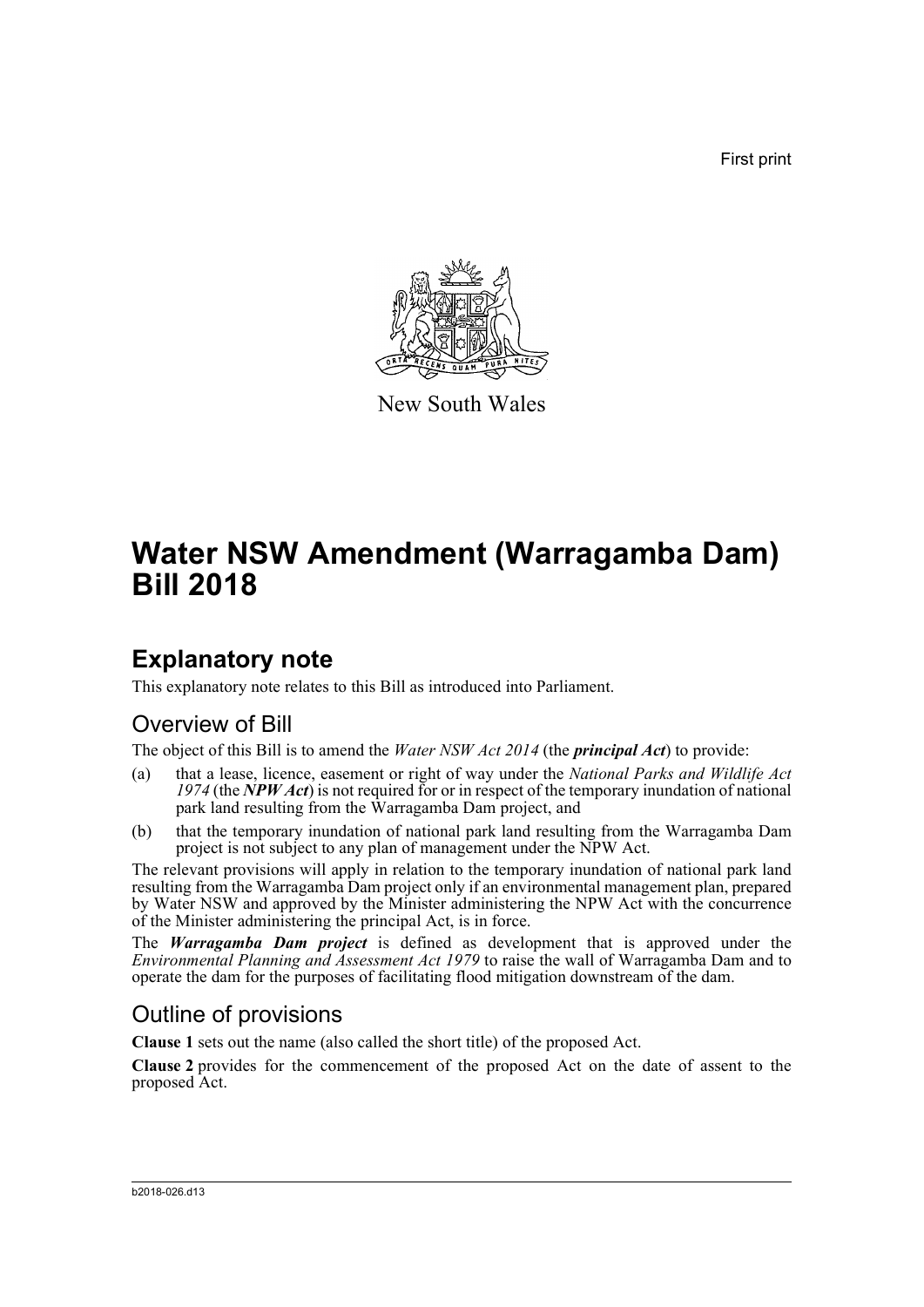First print

New South Wales

# Water NSW Amendment (Warragamba Dam) Bill 2018

## Explanatory note

This explanatory note relates to this Bill as introduced into Parliament.

### Overview of Bill

The object of this Bill is to amend the *Water NSW Act 2014* (the ***principal Act***) to provide:

(a) that a lease, licence, easement or right of way under the *National Parks and Wildlife Act 1974* (the ***NPW Act***) is not required for or in respect of the temporary inundation of national park land resulting from the Warragamba Dam project, and

(b) that the temporary inundation of national park land resulting from the Warragamba Dam project is not subject to any plan of management under the NPW Act.

The relevant provisions will apply in relation to the temporary inundation of national park land resulting from the Warragamba Dam project only if an environmental management plan, prepared by Water NSW and approved by the Minister administering the NPW Act with the concurrence of the Minister administering the principal Act, is in force.

The ***Warragamba Dam project*** is defined as development that is approved under the *Environmental Planning and Assessment Act 1979* to raise the wall of Warragamba Dam and to operate the dam for the purposes of facilitating flood mitigation downstream of the dam.

### Outline of provisions

**Clause 1** sets out the name (also called the short title) of the proposed Act.

**Clause 2** provides for the commencement of the proposed Act on the date of assent to the proposed Act.

b2018-026.d13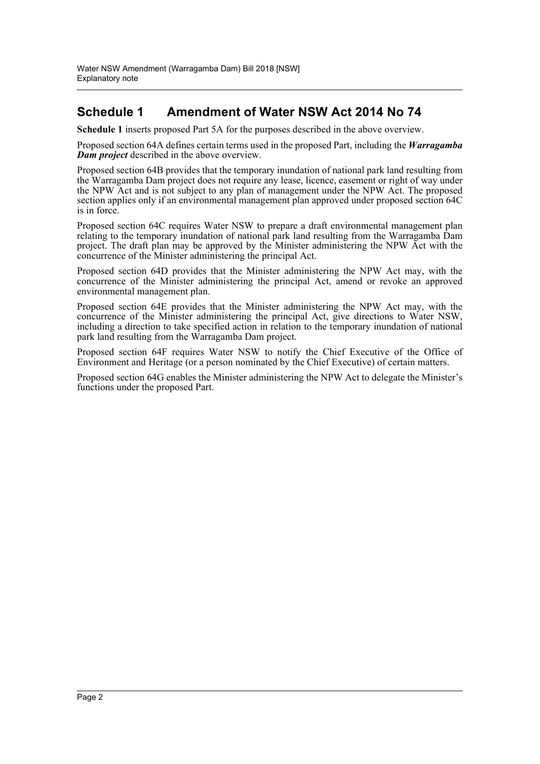## Schedule 1 Amendment of Water NSW Act 2014 No 74

**Schedule 1** inserts proposed Part 5A for the purposes described in the above overview.

Proposed section 64A defines certain terms used in the proposed Part, including the ***Warragamba Dam project*** described in the above overview.

Proposed section 64B provides that the temporary inundation of national park land resulting from the Warragamba Dam project does not require any lease, licence, easement or right of way under the NPW Act and is not subject to any plan of management under the NPW Act. The proposed section applies only if an environmental management plan approved under proposed section 64C is in force.

Proposed section 64C requires Water NSW to prepare a draft environmental management plan relating to the temporary inundation of national park land resulting from the Warragamba Dam project. The draft plan may be approved by the Minister administering the NPW Act with the concurrence of the Minister administering the principal Act.

Proposed section 64D provides that the Minister administering the NPW Act may, with the concurrence of the Minister administering the principal Act, amend or revoke an approved environmental management plan.

Proposed section 64E provides that the Minister administering the NPW Act may, with the concurrence of the Minister administering the principal Act, give directions to Water NSW, including a direction to take specified action in relation to the temporary inundation of national park land resulting from the Warragamba Dam project.

Proposed section 64F requires Water NSW to notify the Chief Executive of the Office of Environment and Heritage (or a person nominated by the Chief Executive) of certain matters.

Proposed section 64G enables the Minister administering the NPW Act to delegate the Minister's functions under the proposed Part.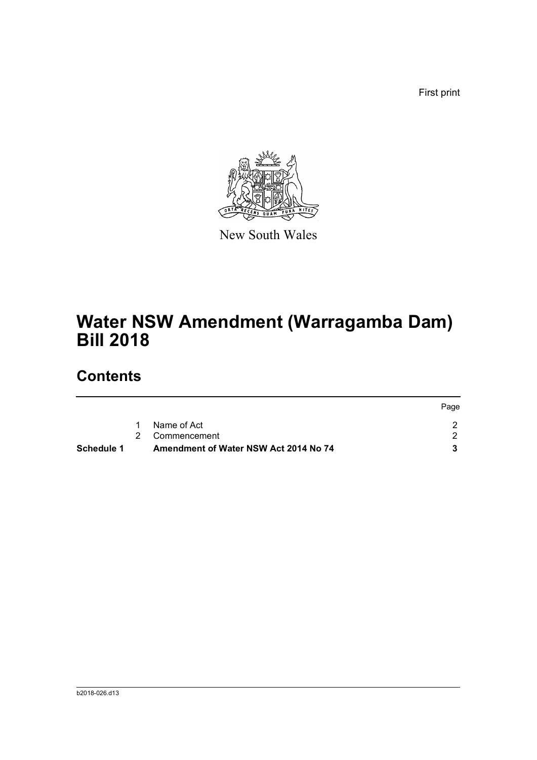First print

New South Wales

# Water NSW Amendment (Warragamba Dam) Bill 2018

## Contents

| | | | Page |
|---|---|---|---|
| | 1 | Name of Act | 2 |
| | 2 | Commencement | 2 |
| **Schedule 1** | | **Amendment of Water NSW Act 2014 No 74** | **3** |

b2018-026.d13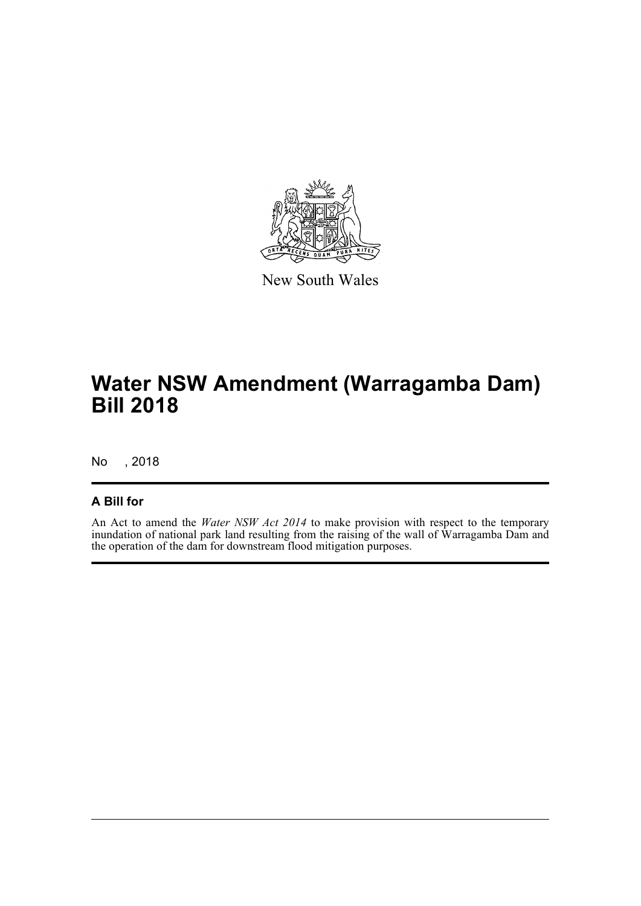New South Wales

# Water NSW Amendment (Warragamba Dam) Bill 2018

No , 2018

## A Bill for

An Act to amend the *Water NSW Act 2014* to make provision with respect to the temporary inundation of national park land resulting from the raising of the wall of Warragamba Dam and the operation of the dam for downstream flood mitigation purposes.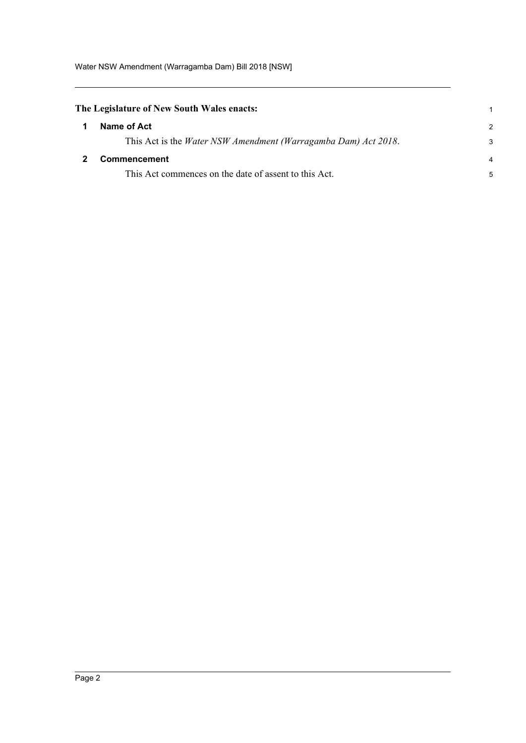**The Legislature of New South Wales enacts:**

## 1 Name of Act

This Act is the *Water NSW Amendment (Warragamba Dam) Act 2018*.

## 2 Commencement

This Act commences on the date of assent to this Act.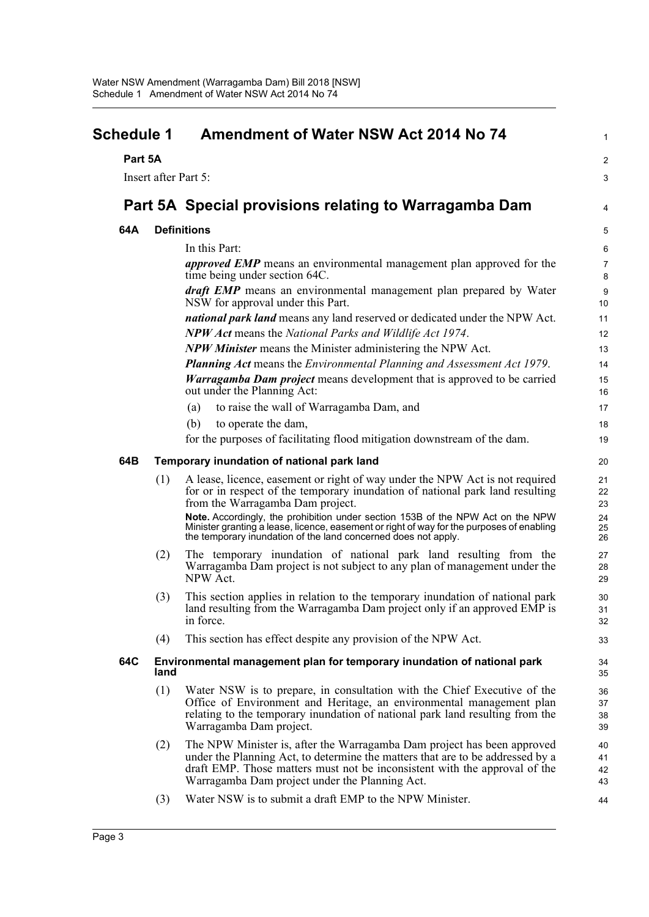# Schedule 1 Amendment of Water NSW Act 2014 No 74

## Part 5A

Insert after Part 5:

## Part 5A Special provisions relating to Warragamba Dam

### 64A Definitions

In this Part:

***approved EMP*** means an environmental management plan approved for the time being under section 64C.

***draft EMP*** means an environmental management plan prepared by Water NSW for approval under this Part.

***national park land*** means any land reserved or dedicated under the NPW Act.

***NPW Act*** means the *National Parks and Wildlife Act 1974*.

***NPW Minister*** means the Minister administering the NPW Act.

***Planning Act*** means the *Environmental Planning and Assessment Act 1979*.

***Warragamba Dam project*** means development that is approved to be carried out under the Planning Act:

(a) to raise the wall of Warragamba Dam, and

(b) to operate the dam,

for the purposes of facilitating flood mitigation downstream of the dam.

### 64B Temporary inundation of national park land

(1) A lease, licence, easement or right of way under the NPW Act is not required for or in respect of the temporary inundation of national park land resulting from the Warragamba Dam project.

**Note.** Accordingly, the prohibition under section 153B of the NPW Act on the NPW Minister granting a lease, licence, easement or right of way for the purposes of enabling the temporary inundation of the land concerned does not apply.

(2) The temporary inundation of national park land resulting from the Warragamba Dam project is not subject to any plan of management under the NPW Act.

(3) This section applies in relation to the temporary inundation of national park land resulting from the Warragamba Dam project only if an approved EMP is in force.

(4) This section has effect despite any provision of the NPW Act.

### 64C Environmental management plan for temporary inundation of national park land

(1) Water NSW is to prepare, in consultation with the Chief Executive of the Office of Environment and Heritage, an environmental management plan relating to the temporary inundation of national park land resulting from the Warragamba Dam project.

(2) The NPW Minister is, after the Warragamba Dam project has been approved under the Planning Act, to determine the matters that are to be addressed by a draft EMP. Those matters must not be inconsistent with the approval of the Warragamba Dam project under the Planning Act.

(3) Water NSW is to submit a draft EMP to the NPW Minister.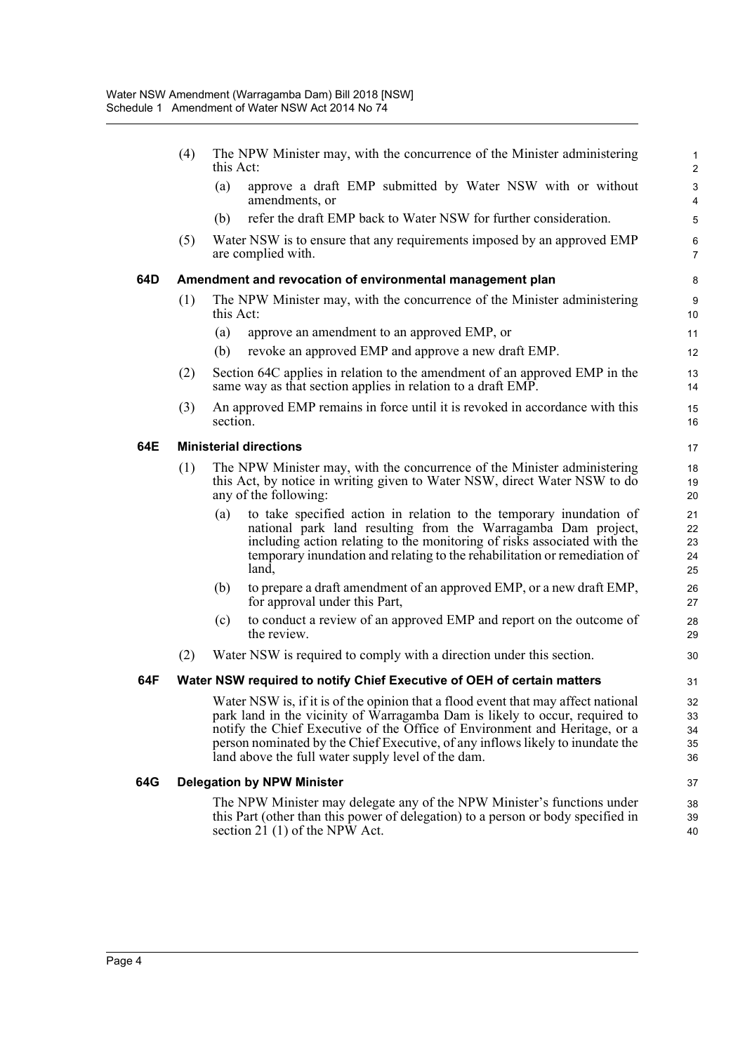(4) The NPW Minister may, with the concurrence of the Minister administering this Act:

(a) approve a draft EMP submitted by Water NSW with or without amendments, or

(b) refer the draft EMP back to Water NSW for further consideration.

(5) Water NSW is to ensure that any requirements imposed by an approved EMP are complied with.

#### 64D Amendment and revocation of environmental management plan

(1) The NPW Minister may, with the concurrence of the Minister administering this Act:

(a) approve an amendment to an approved EMP, or

(b) revoke an approved EMP and approve a new draft EMP.

(2) Section 64C applies in relation to the amendment of an approved EMP in the same way as that section applies in relation to a draft EMP.

(3) An approved EMP remains in force until it is revoked in accordance with this section.

#### 64E Ministerial directions

(1) The NPW Minister may, with the concurrence of the Minister administering this Act, by notice in writing given to Water NSW, direct Water NSW to do any of the following:

(a) to take specified action in relation to the temporary inundation of national park land resulting from the Warragamba Dam project, including action relating to the monitoring of risks associated with the temporary inundation and relating to the rehabilitation or remediation of land,

(b) to prepare a draft amendment of an approved EMP, or a new draft EMP, for approval under this Part,

(c) to conduct a review of an approved EMP and report on the outcome of the review.

(2) Water NSW is required to comply with a direction under this section.

#### 64F Water NSW required to notify Chief Executive of OEH of certain matters

Water NSW is, if it is of the opinion that a flood event that may affect national park land in the vicinity of Warragamba Dam is likely to occur, required to notify the Chief Executive of the Office of Environment and Heritage, or a person nominated by the Chief Executive, of any inflows likely to inundate the land above the full water supply level of the dam.

#### 64G Delegation by NPW Minister

The NPW Minister may delegate any of the NPW Minister's functions under this Part (other than this power of delegation) to a person or body specified in section 21 (1) of the NPW Act.